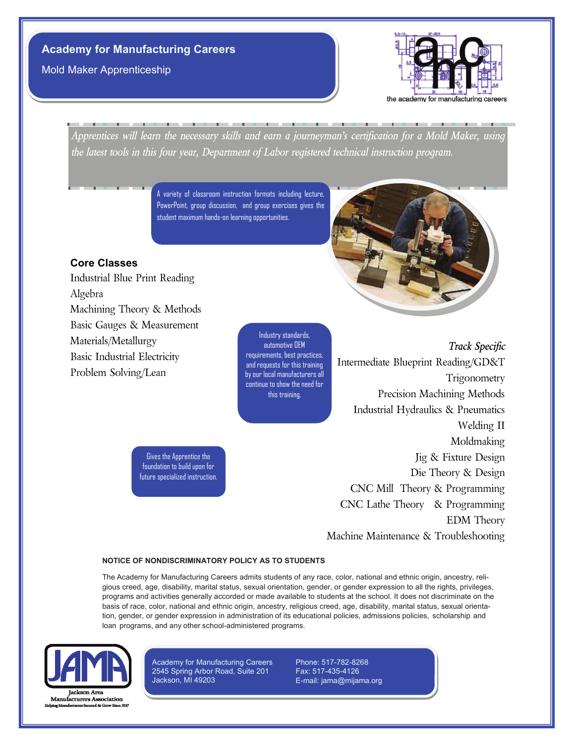# Academy for Manufacturing Careers

## Mold Maker Apprenticeship

the academy for manufacturing careers

*Apprentices will learn the necessary skills and earn a journeyman's certification for a Mold Maker, using the latest tools in this four year, Department of Labor registered technical instruction program.*

A variety of classroom instruction formats including lecture, PowerPoint, group discussion, and group exercises gives the student maximum hands-on learning opportunities.

### Core Classes

Industrial Blue Print Reading
Algebra
Machining Theory & Methods
Basic Gauges & Measurement
Materials/Metallurgy
Basic Industrial Electricity
Problem Solving/Lean

Industry standards, automotive OEM requirements, best practices, and requests for this training by our local manufacturers all continue to show the need for this training.

Gives the Apprentice the foundation to build upon for future specialized instruction.

### *Track Specific*

Intermediate Blueprint Reading/GD&T
Trigonometry
Precision Machining Methods
Industrial Hydraulics & Pneumatics
Welding II
Moldmaking
Jig & Fixture Design
Die Theory & Design
CNC Mill Theory & Programming
CNC Lathe Theory & Programming
EDM Theory
Machine Maintenance & Troubleshooting

**NOTICE OF NONDISCRIMINATORY POLICY AS TO STUDENTS**

The Academy for Manufacturing Careers admits students of any race, color, national and ethnic origin, ancestry, religious creed, age, disability, marital status, sexual orientation, gender, or gender expression to all the rights, privileges, programs and activities generally accorded or made available to students at the school. It does not discriminate on the basis of race, color, national and ethnic origin, ancestry, religious creed, age, disability, marital status, sexual orientation, gender, or gender expression in administration of its educational policies, admissions policies, scholarship and loan programs, and any other school-administered programs.

JAMA
Jackson Area Manufacturers Association
Helping Manufacturers Succeed & Grow Since 1937

Academy for Manufacturing Careers
2545 Spring Arbor Road, Suite 201
Jackson, MI 49203

Phone: 517-782-8268
Fax: 517-435-4126
E-mail: jama@mijama.org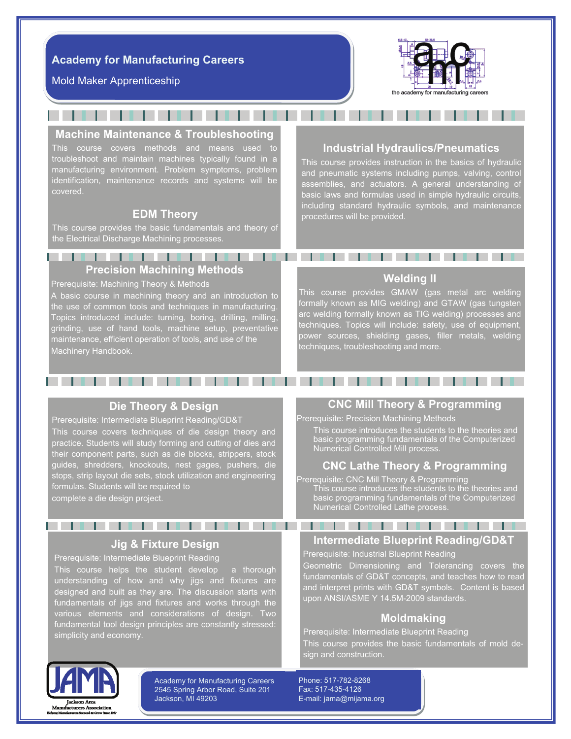# Academy for Manufacturing Careers

Mold Maker Apprenticeship

the academy for manufacturing careers

## Machine Maintenance & Troubleshooting

This course covers methods and means used to troubleshoot and maintain machines typically found in a manufacturing environment. Problem symptoms, problem identification, maintenance records and systems will be covered.

## EDM Theory

This course provides the basic fundamentals and theory of the Electrical Discharge Machining processes.

## Industrial Hydraulics/Pneumatics

This course provides instruction in the basics of hydraulic and pneumatic systems including pumps, valving, control assemblies, and actuators. A general understanding of basic laws and formulas used in simple hydraulic circuits, including standard hydraulic symbols, and maintenance procedures will be provided.

## Precision Machining Methods

Prerequisite: Machining Theory & Methods

A basic course in machining theory and an introduction to the use of common tools and techniques in manufacturing. Topics introduced include: turning, boring, drilling, milling, grinding, use of hand tools, machine setup, preventative maintenance, efficient operation of tools, and use of the Machinery Handbook.

## Welding II

This course provides GMAW (gas metal arc welding formally known as MIG welding) and GTAW (gas tungsten arc welding formally known as TIG welding) processes and techniques. Topics will include: safety, use of equipment, power sources, shielding gases, filler metals, welding techniques, troubleshooting and more.

## Die Theory & Design

Prerequisite: Intermediate Blueprint Reading/GD&T

This course covers techniques of die design theory and practice. Students will study forming and cutting of dies and their component parts, such as die blocks, strippers, stock guides, shredders, knockouts, nest gages, pushers, die stops, strip layout die sets, stock utilization and engineering formulas. Students will be required to complete a die design project.

## CNC Mill Theory & Programming

Prerequisite: Precision Machining Methods

This course introduces the students to the theories and basic programming fundamentals of the Computerized Numerical Controlled Mill process.

## CNC Lathe Theory & Programming

Prerequisite: CNC Mill Theory & Programming

This course introduces the students to the theories and basic programming fundamentals of the Computerized Numerical Controlled Lathe process.

## Jig & Fixture Design

Prerequisite: Intermediate Blueprint Reading

This course helps the student develop a thorough understanding of how and why jigs and fixtures are designed and built as they are. The discussion starts with fundamentals of jigs and fixtures and works through the various elements and considerations of design. Two fundamental tool design principles are constantly stressed: simplicity and economy.

## Intermediate Blueprint Reading/GD&T

Prerequisite: Industrial Blueprint Reading

Geometric Dimensioning and Tolerancing covers the fundamentals of GD&T concepts, and teaches how to read and interpret prints with GD&T symbols. Content is based upon ANSI/ASME Y 14.5M-2009 standards.

## Moldmaking

Prerequisite: Intermediate Blueprint Reading

This course provides the basic fundamentals of mold design and construction.

JAMA
Jackson Area Manufacturers Association
Helping Manufacturers Succeed & Grow Since 1937

Academy for Manufacturing Careers
2545 Spring Arbor Road, Suite 201
Jackson, MI 49203

Phone: 517-782-8268
Fax: 517-435-4126
E-mail: jama@mijama.org